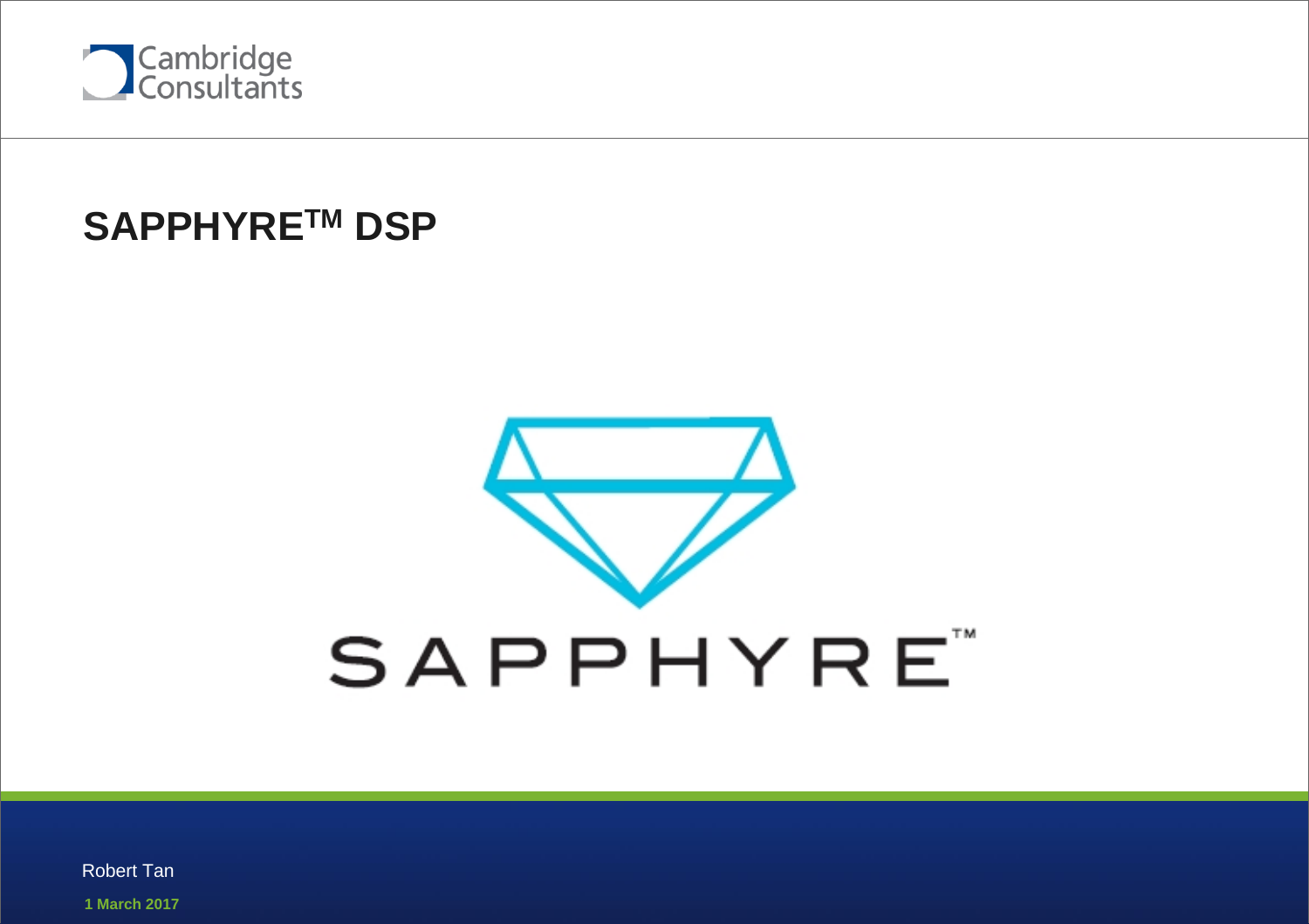Cambridge Consultants

# SAPPHYRE™ DSP

SAPPHYRE™

Robert Tan

**1 March 2017**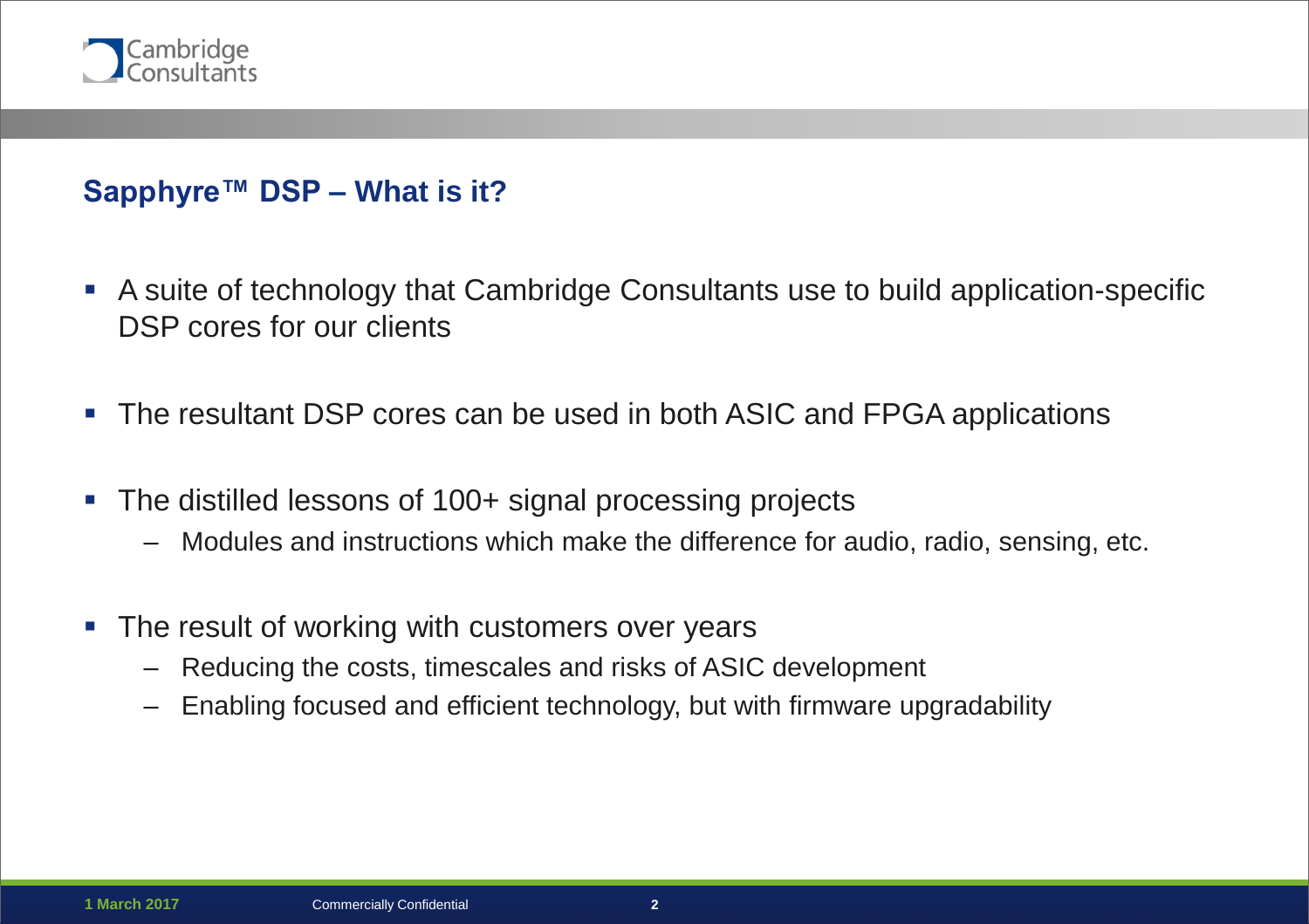## Sapphyre™ DSP – What is it?

- A suite of technology that Cambridge Consultants use to build application-specific DSP cores for our clients
- The resultant DSP cores can be used in both ASIC and FPGA applications
- The distilled lessons of 100+ signal processing projects
  - Modules and instructions which make the difference for audio, radio, sensing, etc.
- The result of working with customers over years
  - Reducing the costs, timescales and risks of ASIC development
  - Enabling focused and efficient technology, but with firmware upgradability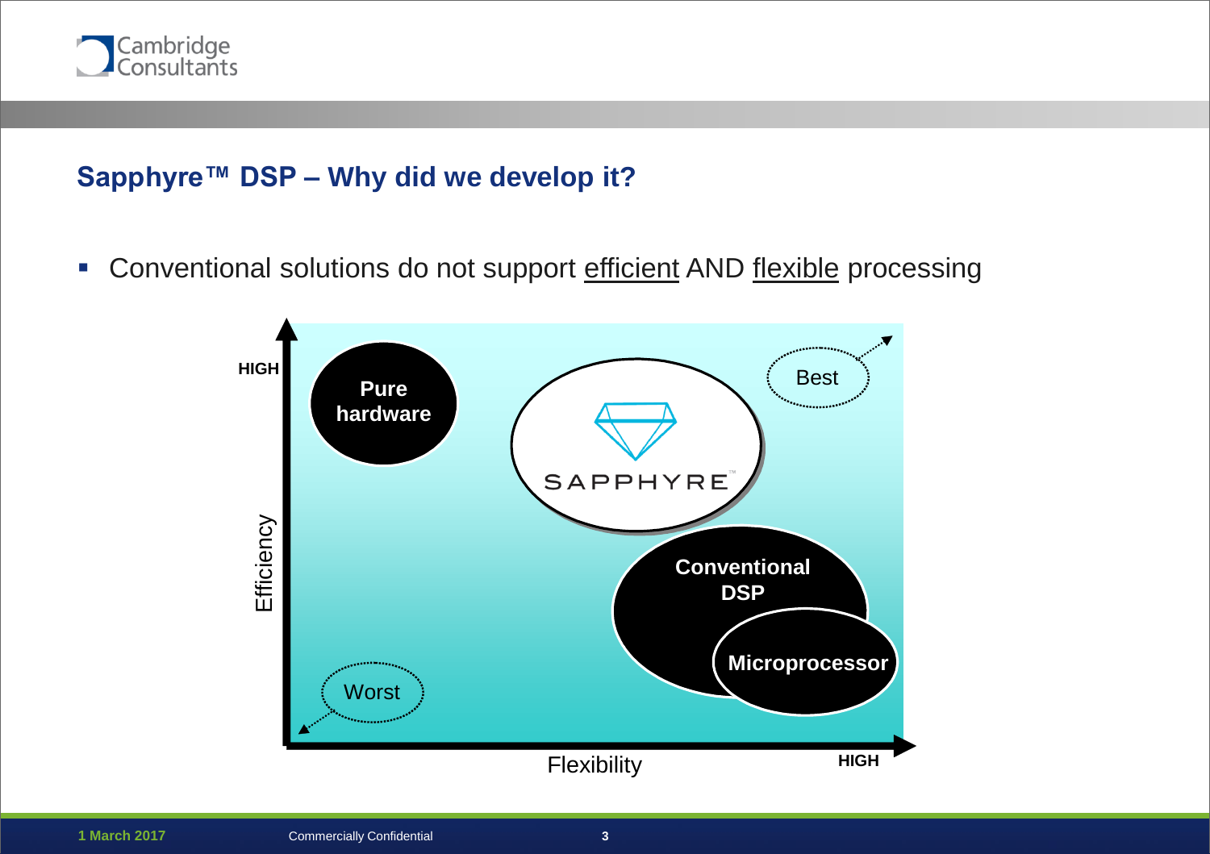## Sapphyre™ DSP – Why did we develop it?

- Conventional solutions do not support efficient AND flexible processing

HIGH

Efficiency

Pure hardware

SAPPHYRE™

Best

Conventional DSP

Microprocessor

Worst

Flexibility

HIGH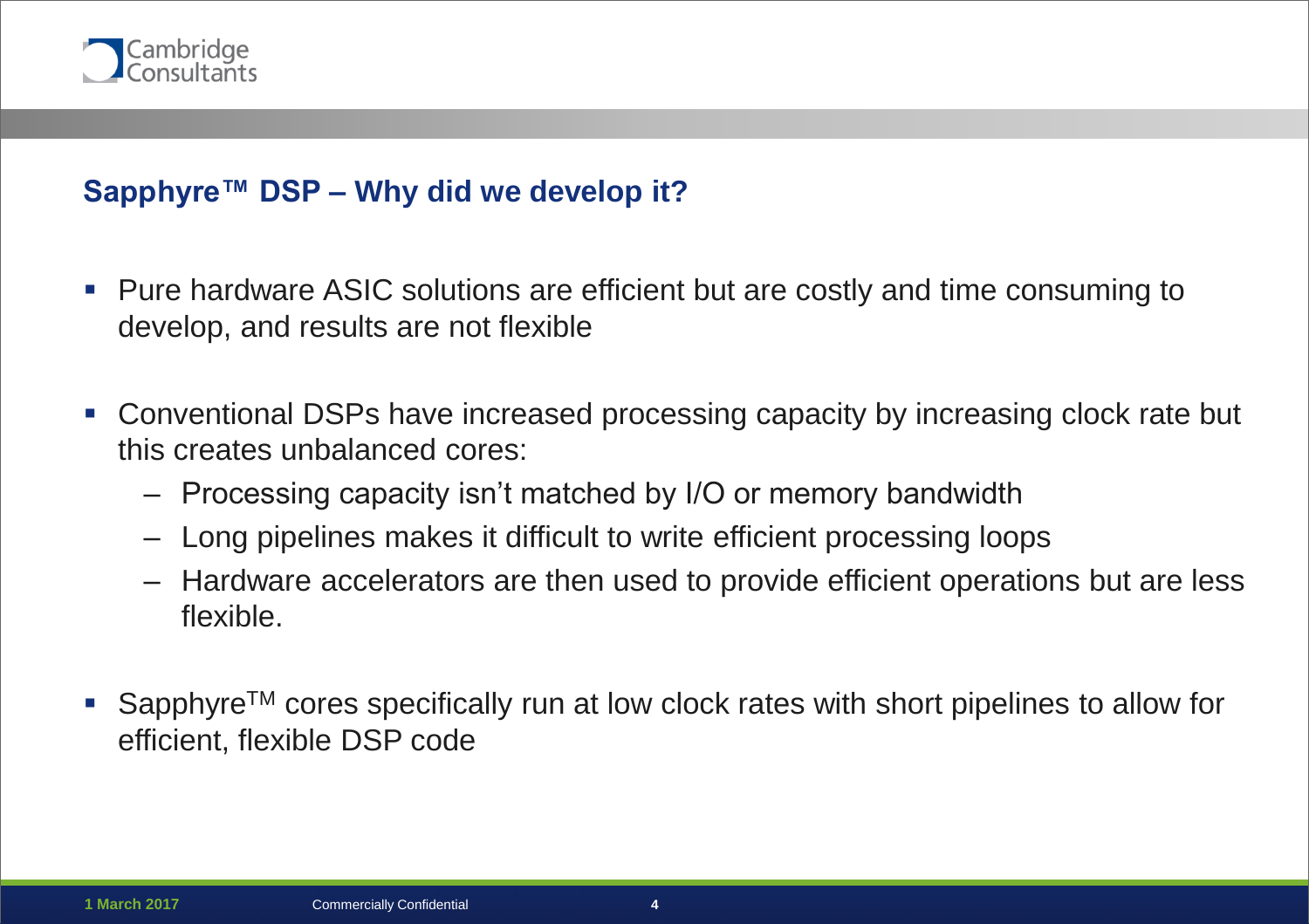## Sapphyre™ DSP – Why did we develop it?

- Pure hardware ASIC solutions are efficient but are costly and time consuming to develop, and results are not flexible
- Conventional DSPs have increased processing capacity by increasing clock rate but this creates unbalanced cores:
  - Processing capacity isn't matched by I/O or memory bandwidth
  - Long pipelines makes it difficult to write efficient processing loops
  - Hardware accelerators are then used to provide efficient operations but are less flexible.
- Sapphyre™ cores specifically run at low clock rates with short pipelines to allow for efficient, flexible DSP code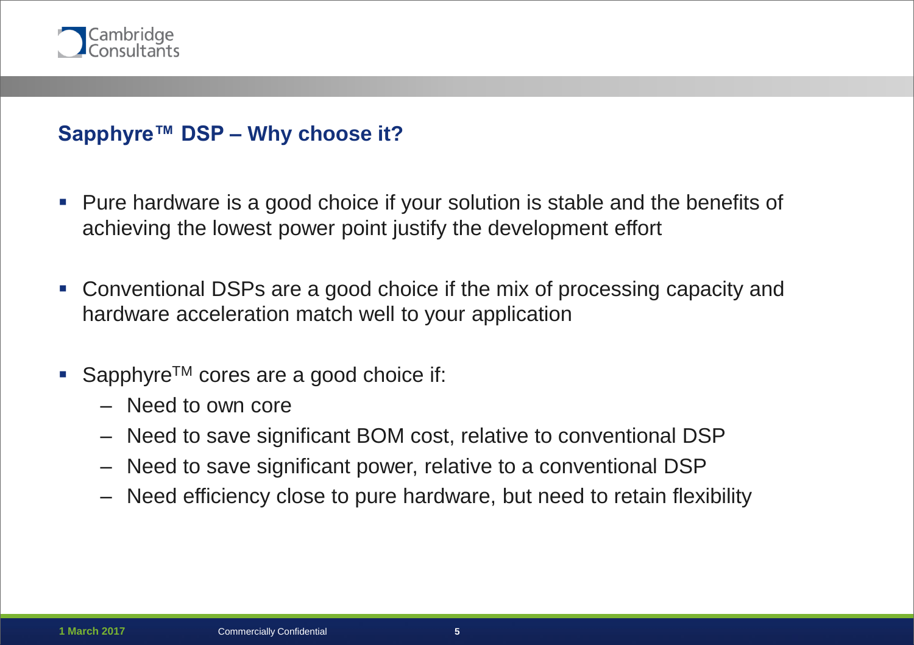## Sapphyre™ DSP – Why choose it?

- Pure hardware is a good choice if your solution is stable and the benefits of achieving the lowest power point justify the development effort
- Conventional DSPs are a good choice if the mix of processing capacity and hardware acceleration match well to your application
- Sapphyre™ cores are a good choice if:
  - Need to own core
  - Need to save significant BOM cost, relative to conventional DSP
  - Need to save significant power, relative to a conventional DSP
  - Need efficiency close to pure hardware, but need to retain flexibility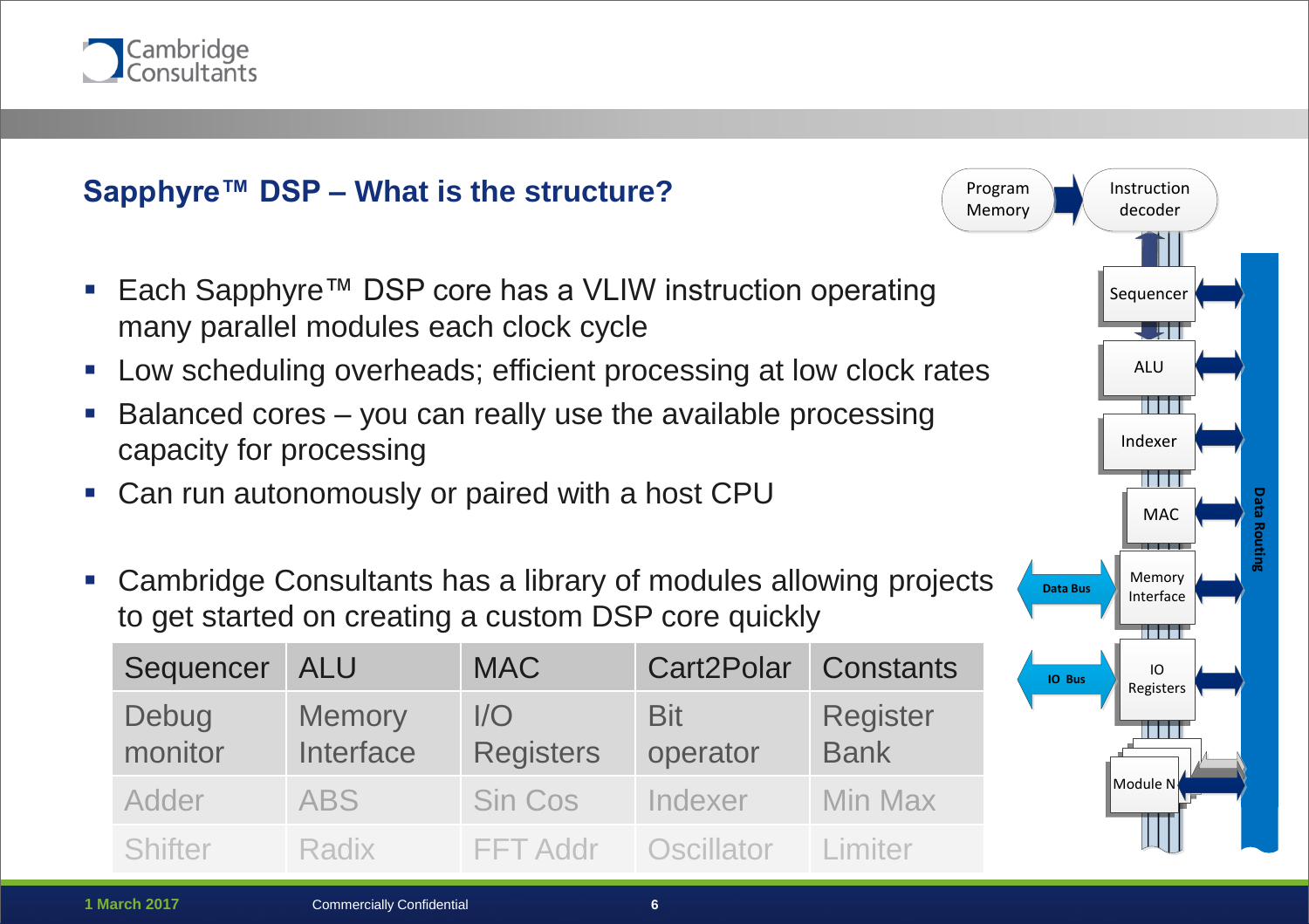## Sapphyre™ DSP – What is the structure?

- Each Sapphyre™ DSP core has a VLIW instruction operating many parallel modules each clock cycle
- Low scheduling overheads; efficient processing at low clock rates
- Balanced cores – you can really use the available processing capacity for processing
- Can run autonomously or paired with a host CPU

- Cambridge Consultants has a library of modules allowing projects to get started on creating a custom DSP core quickly

| Sequencer | ALU | MAC | Cart2Polar | Constants |
|---|---|---|---|---|
| Debug monitor | Memory Interface | I/O Registers | Bit operator | Register Bank |
| Adder | ABS | Sin Cos | Indexer | Min Max |
| Shifter | Radix | FFT Addr | Oscillator | Limiter |

Program Memory → Instruction decoder

Sequencer, ALU, Indexer, MAC, Memory Interface, IO Registers, Module N

Data Bus, IO Bus, Data Routing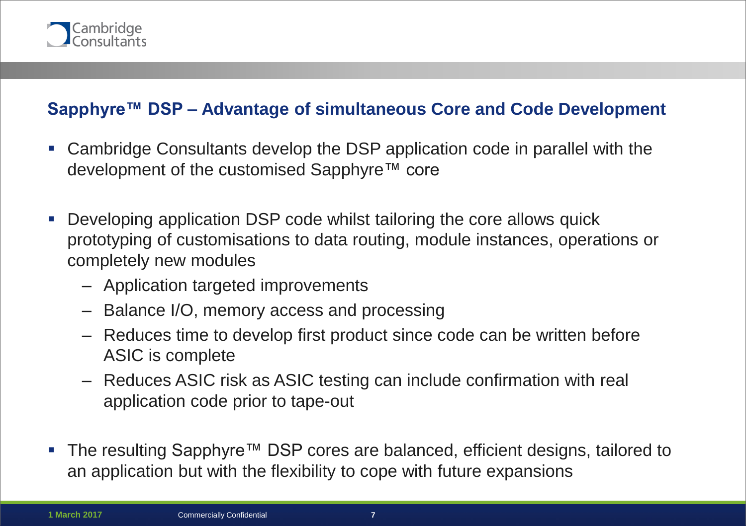## Sapphyre™ DSP – Advantage of simultaneous Core and Code Development

- Cambridge Consultants develop the DSP application code in parallel with the development of the customised Sapphyre™ core
- Developing application DSP code whilst tailoring the core allows quick prototyping of customisations to data routing, module instances, operations or completely new modules
  - Application targeted improvements
  - Balance I/O, memory access and processing
  - Reduces time to develop first product since code can be written before ASIC is complete
  - Reduces ASIC risk as ASIC testing can include confirmation with real application code prior to tape-out
- The resulting Sapphyre™ DSP cores are balanced, efficient designs, tailored to an application but with the flexibility to cope with future expansions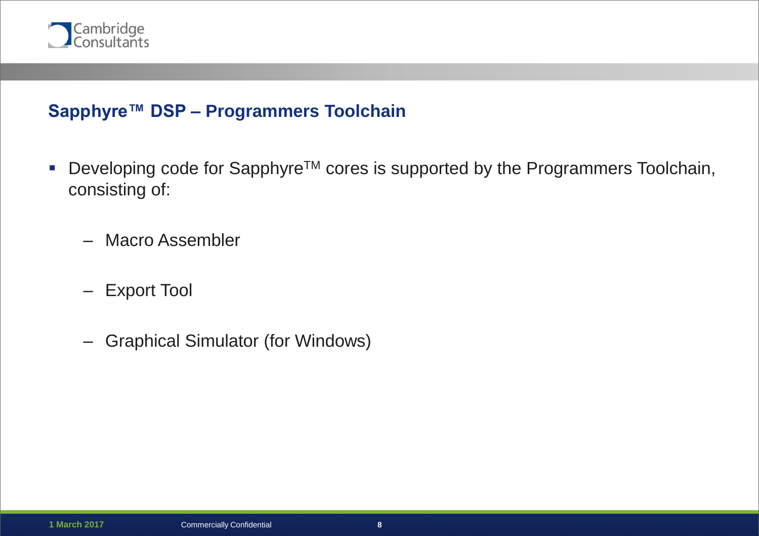## Sapphyre™ DSP – Programmers Toolchain

- Developing code for Sapphyre™ cores is supported by the Programmers Toolchain, consisting of:
  - Macro Assembler
  - Export Tool
  - Graphical Simulator (for Windows)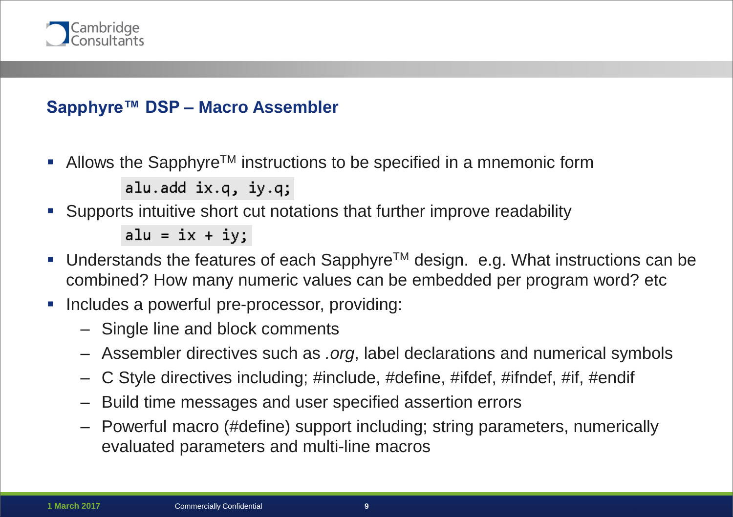## Sapphyre™ DSP – Macro Assembler

- Allows the Sapphyre™ instructions to be specified in a mnemonic form

```
alu.add ix.q, iy.q;
```

- Supports intuitive short cut notations that further improve readability

```
alu = ix + iy;
```

- Understands the features of each Sapphyre™ design. e.g. What instructions can be combined? How many numeric values can be embedded per program word? etc
- Includes a powerful pre-processor, providing:
  - Single line and block comments
  - Assembler directives such as *.org*, label declarations and numerical symbols
  - C Style directives including; #include, #define, #ifdef, #ifndef, #if, #endif
  - Build time messages and user specified assertion errors
  - Powerful macro (#define) support including; string parameters, numerically evaluated parameters and multi-line macros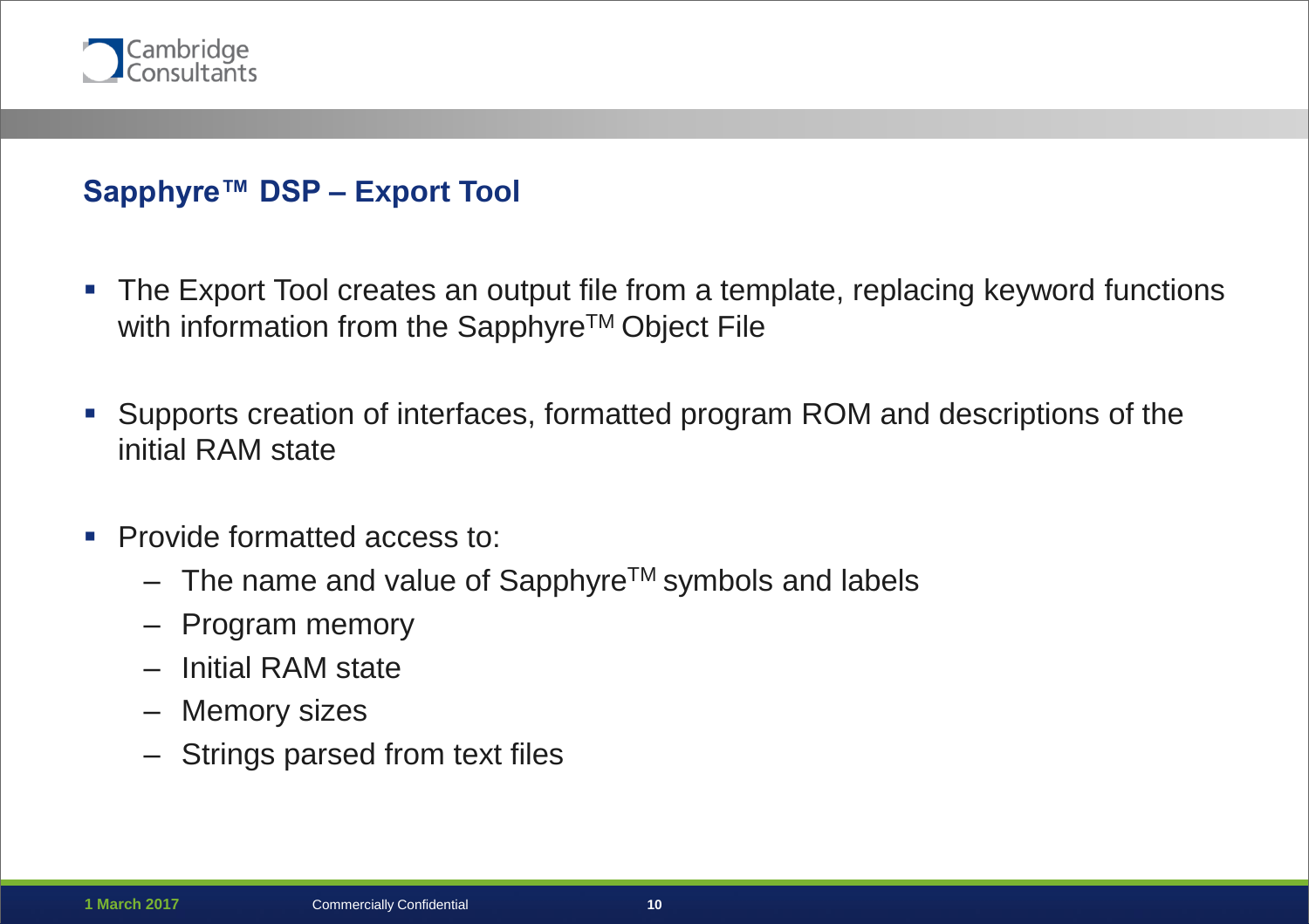## Sapphyre™ DSP – Export Tool

- The Export Tool creates an output file from a template, replacing keyword functions with information from the Sapphyre™ Object File
- Supports creation of interfaces, formatted program ROM and descriptions of the initial RAM state
- Provide formatted access to:
  - The name and value of Sapphyre™ symbols and labels
  - Program memory
  - Initial RAM state
  - Memory sizes
  - Strings parsed from text files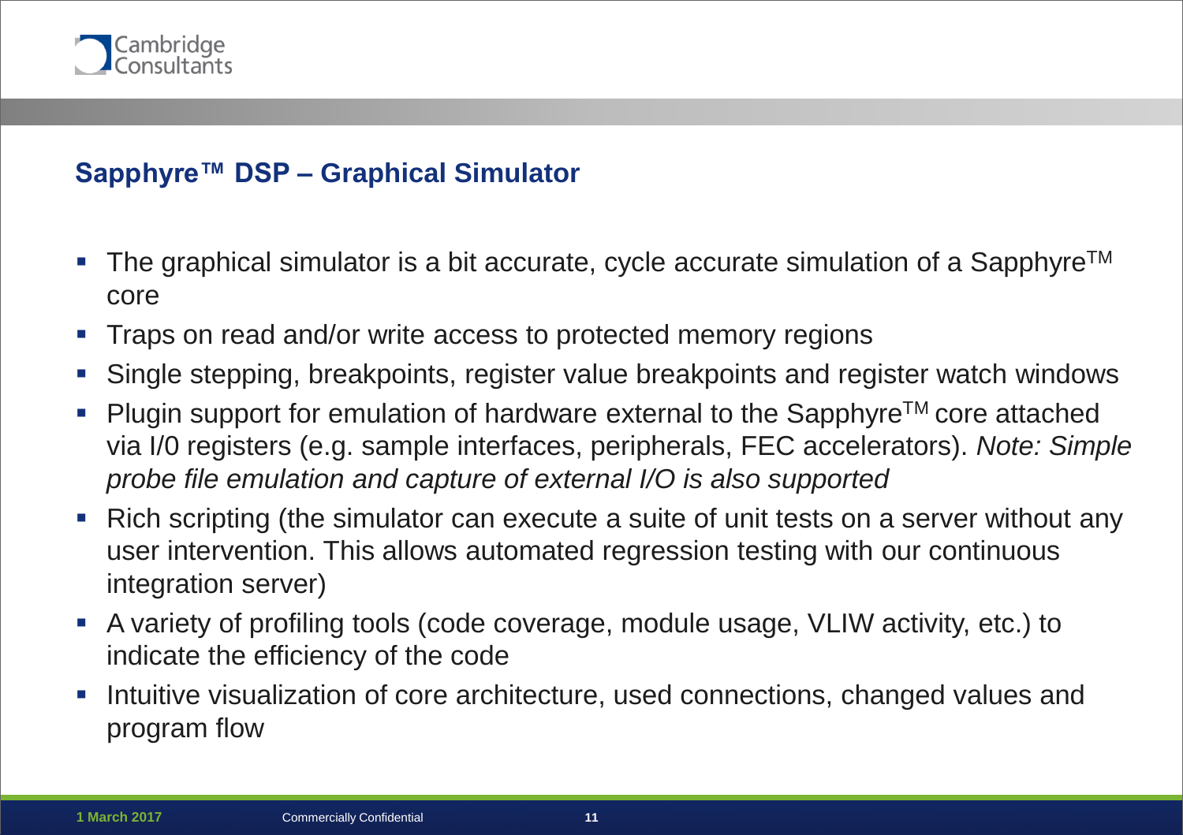## Sapphyre™ DSP – Graphical Simulator

- The graphical simulator is a bit accurate, cycle accurate simulation of a Sapphyre™ core
- Traps on read and/or write access to protected memory regions
- Single stepping, breakpoints, register value breakpoints and register watch windows
- Plugin support for emulation of hardware external to the Sapphyre™ core attached via I/0 registers (e.g. sample interfaces, peripherals, FEC accelerators). *Note: Simple probe file emulation and capture of external I/O is also supported*
- Rich scripting (the simulator can execute a suite of unit tests on a server without any user intervention. This allows automated regression testing with our continuous integration server)
- A variety of profiling tools (code coverage, module usage, VLIW activity, etc.) to indicate the efficiency of the code
- Intuitive visualization of core architecture, used connections, changed values and program flow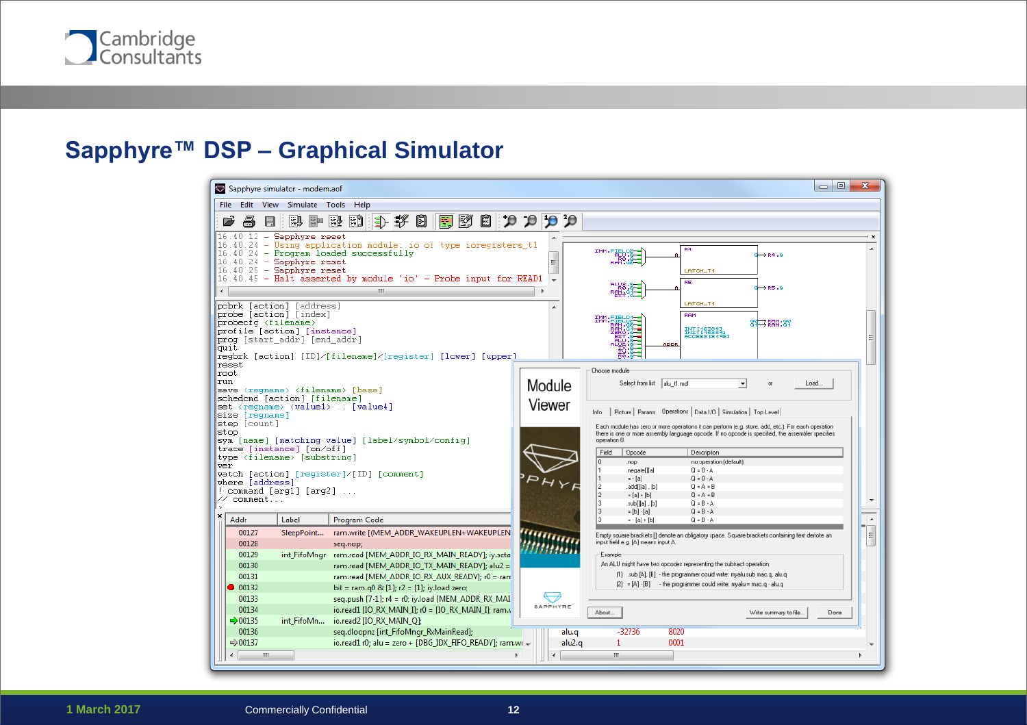# Sapphyre™ DSP – Graphical Simulator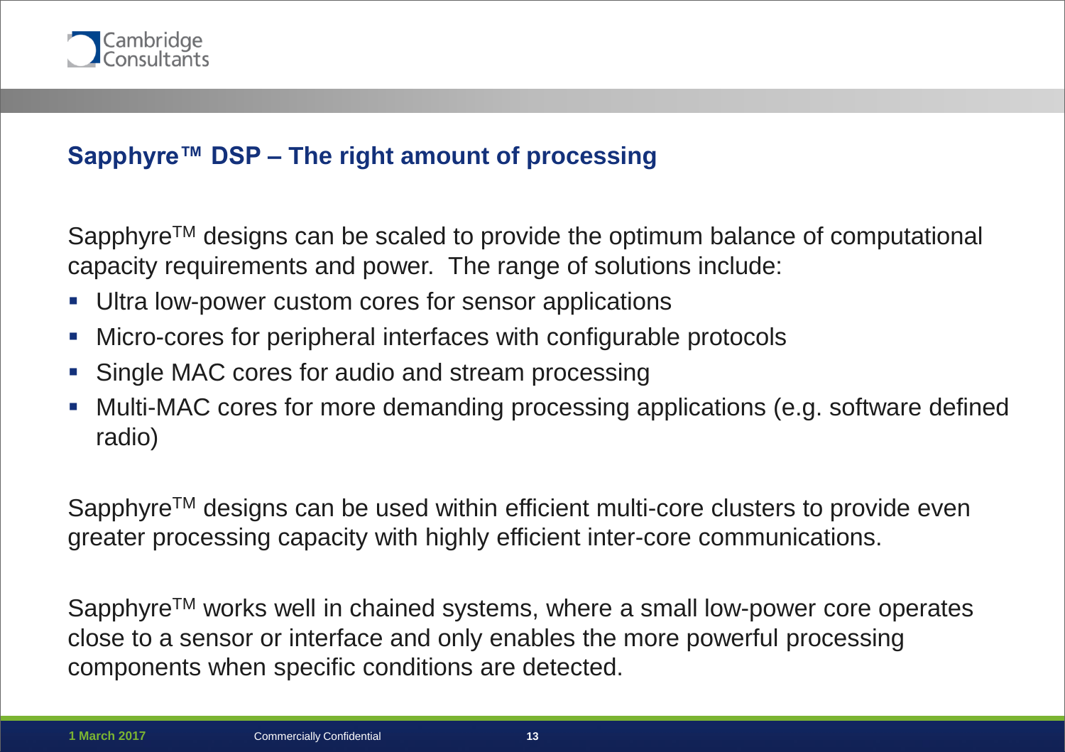## Sapphyre™ DSP – The right amount of processing

Sapphyre™ designs can be scaled to provide the optimum balance of computational capacity requirements and power. The range of solutions include:

- Ultra low-power custom cores for sensor applications
- Micro-cores for peripheral interfaces with configurable protocols
- Single MAC cores for audio and stream processing
- Multi-MAC cores for more demanding processing applications (e.g. software defined radio)

Sapphyre™ designs can be used within efficient multi-core clusters to provide even greater processing capacity with highly efficient inter-core communications.

Sapphyre™ works well in chained systems, where a small low-power core operates close to a sensor or interface and only enables the more powerful processing components when specific conditions are detected.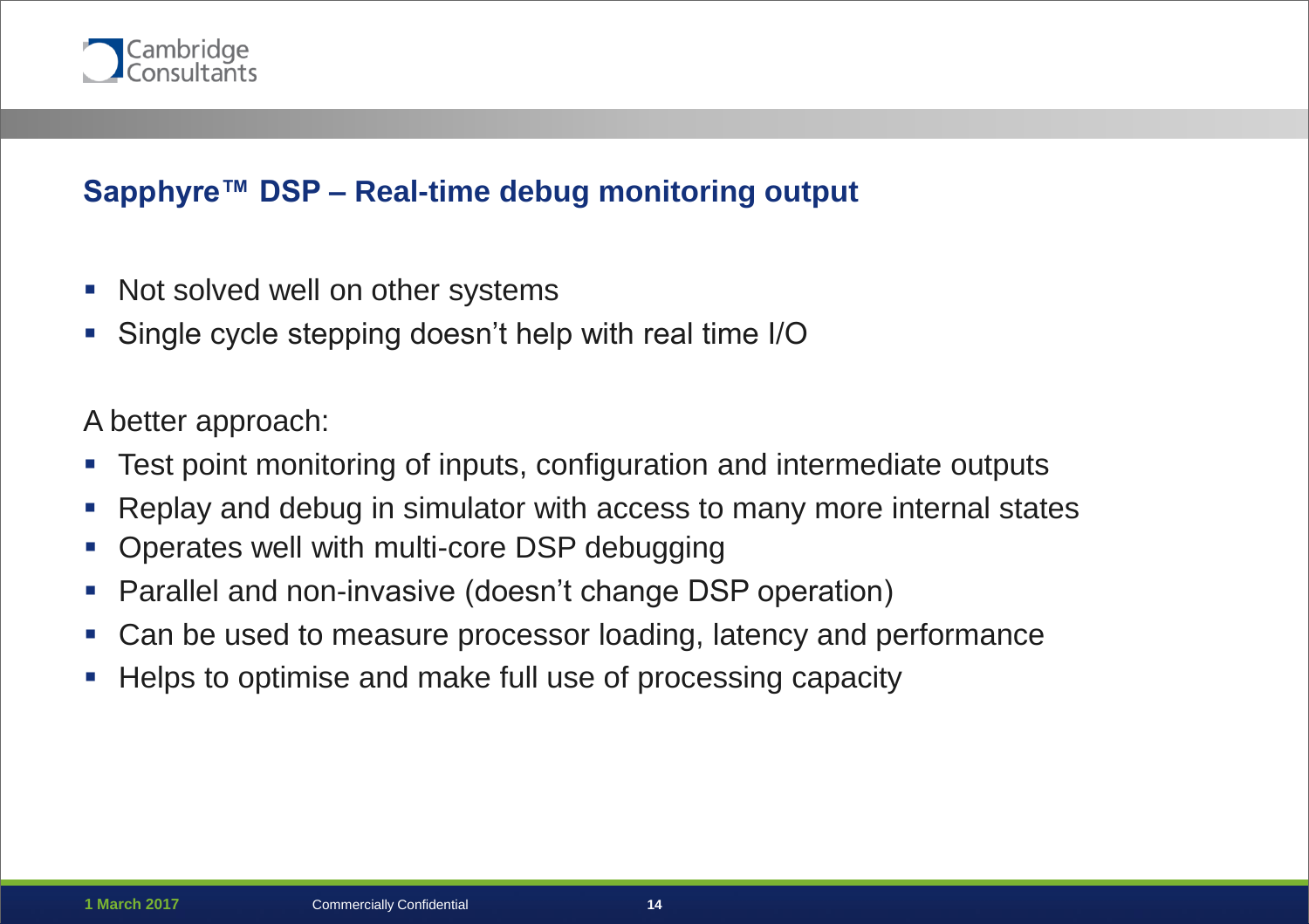## Sapphyre™ DSP – Real-time debug monitoring output

- Not solved well on other systems
- Single cycle stepping doesn't help with real time I/O

A better approach:

- Test point monitoring of inputs, configuration and intermediate outputs
- Replay and debug in simulator with access to many more internal states
- Operates well with multi-core DSP debugging
- Parallel and non-invasive (doesn't change DSP operation)
- Can be used to measure processor loading, latency and performance
- Helps to optimise and make full use of processing capacity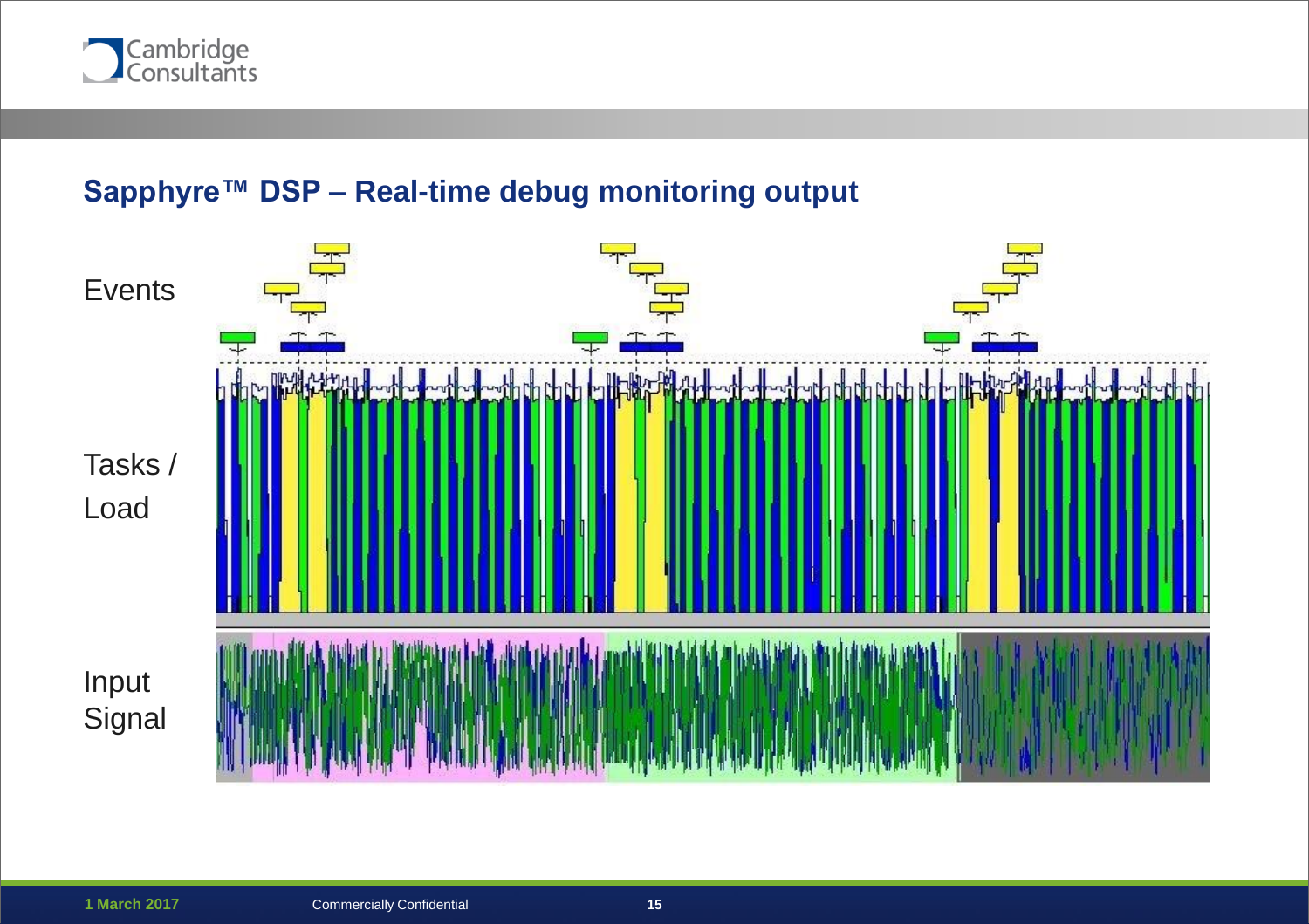## Sapphyre™ DSP – Real-time debug monitoring output

Events

Tasks / Load

Input Signal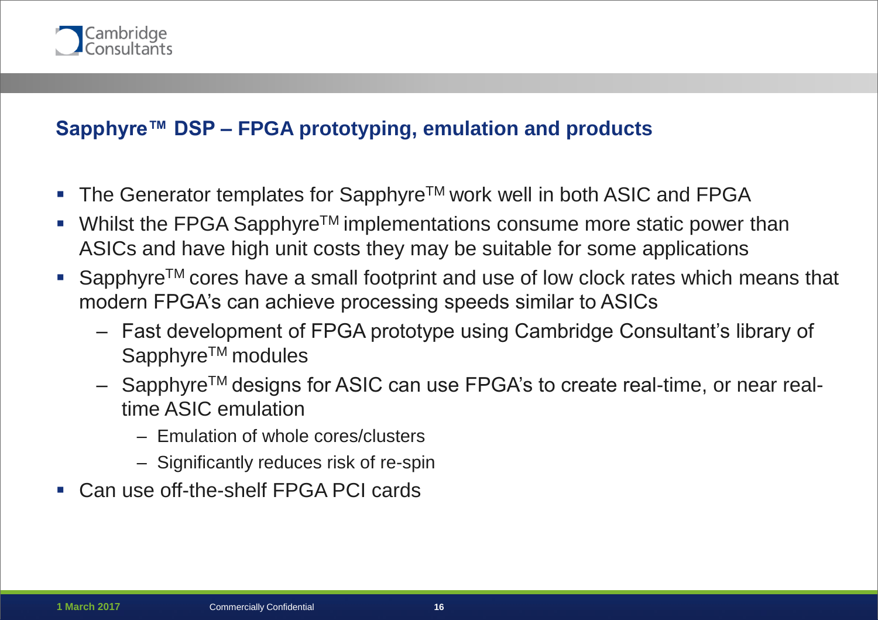## Sapphyre™ DSP – FPGA prototyping, emulation and products

- The Generator templates for Sapphyre™ work well in both ASIC and FPGA
- Whilst the FPGA Sapphyre™ implementations consume more static power than ASICs and have high unit costs they may be suitable for some applications
- Sapphyre™ cores have a small footprint and use of low clock rates which means that modern FPGA's can achieve processing speeds similar to ASICs
  - Fast development of FPGA prototype using Cambridge Consultant's library of Sapphyre™ modules
  - Sapphyre™ designs for ASIC can use FPGA's to create real-time, or near real-time ASIC emulation
    - Emulation of whole cores/clusters
    - Significantly reduces risk of re-spin
- Can use off-the-shelf FPGA PCI cards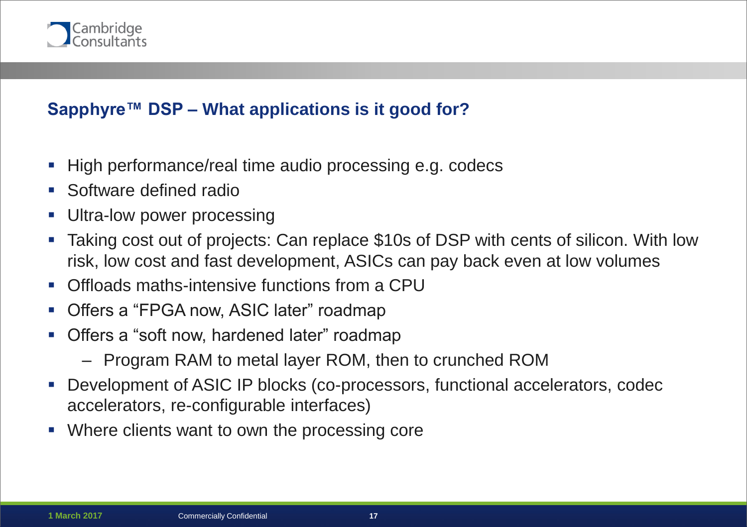## Sapphyre™ DSP – What applications is it good for?

- High performance/real time audio processing e.g. codecs
- Software defined radio
- Ultra-low power processing
- Taking cost out of projects: Can replace $10s of DSP with cents of silicon. With low risk, low cost and fast development, ASICs can pay back even at low volumes
- Offloads maths-intensive functions from a CPU
- Offers a “FPGA now, ASIC later” roadmap
- Offers a “soft now, hardened later” roadmap
  - Program RAM to metal layer ROM, then to crunched ROM
- Development of ASIC IP blocks (co-processors, functional accelerators, codec accelerators, re-configurable interfaces)
- Where clients want to own the processing core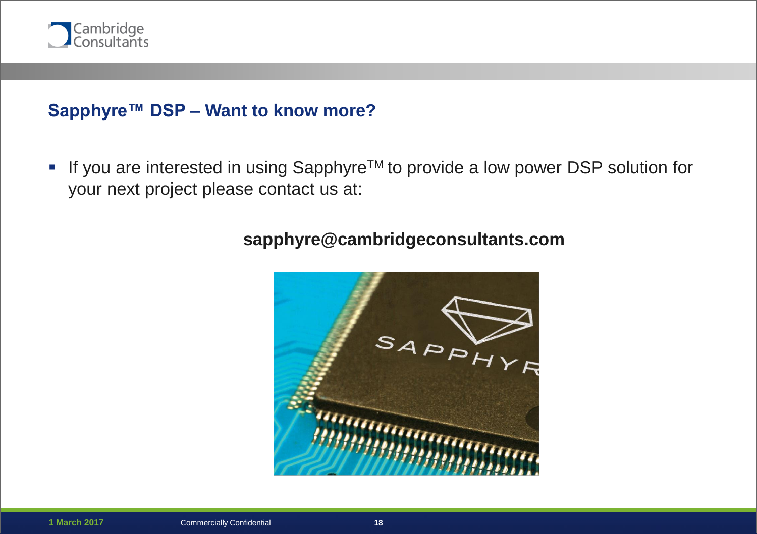## Sapphyre™ DSP – Want to know more?

- If you are interested in using Sapphyre™ to provide a low power DSP solution for your next project please contact us at:

**sapphyre@cambridgeconsultants.com**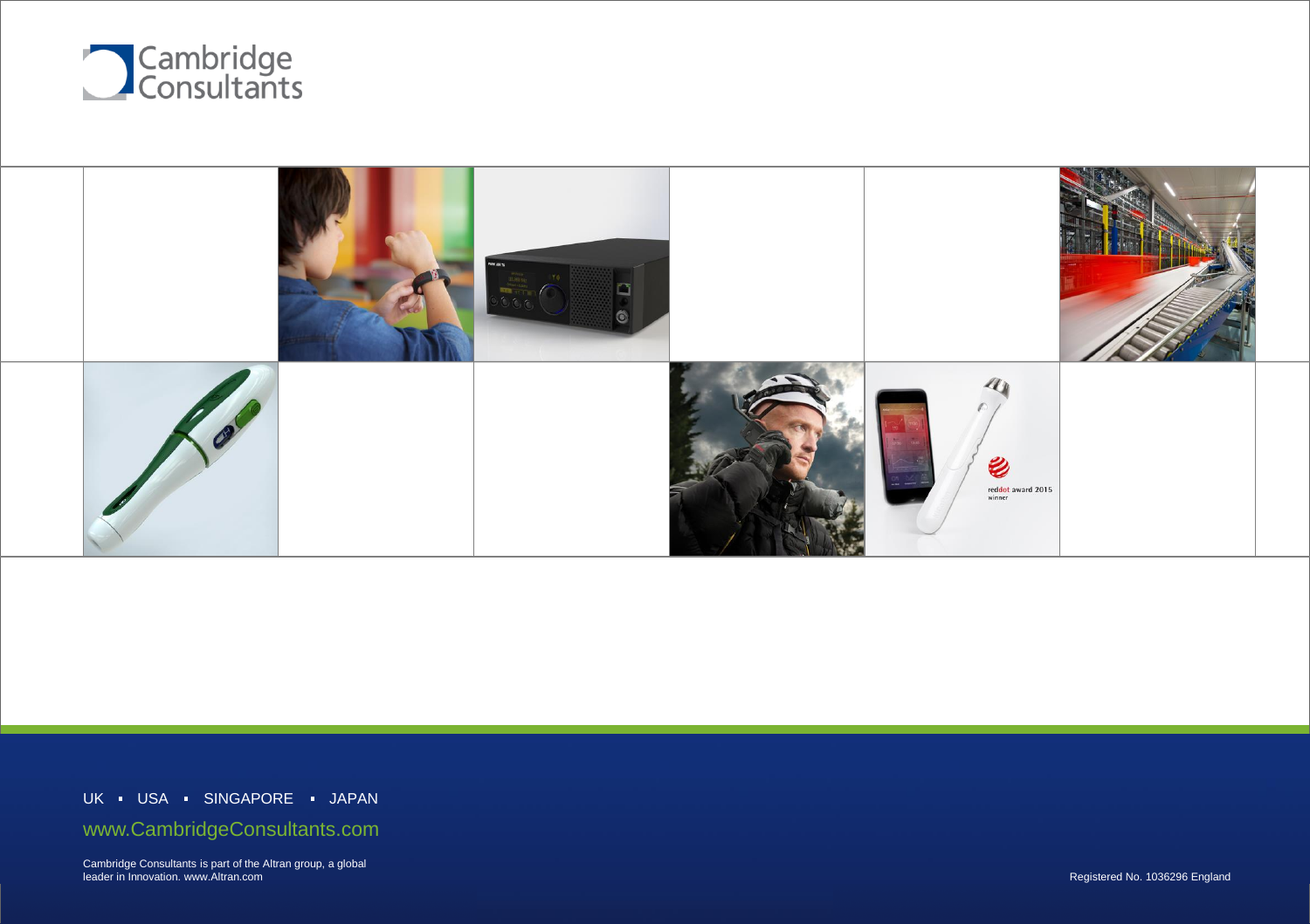Cambridge Consultants

UK • USA • SINGAPORE • JAPAN

www.CambridgeConsultants.com

Cambridge Consultants is part of the Altran group, a global leader in Innovation. www.Altran.com

Registered No. 1036296 England